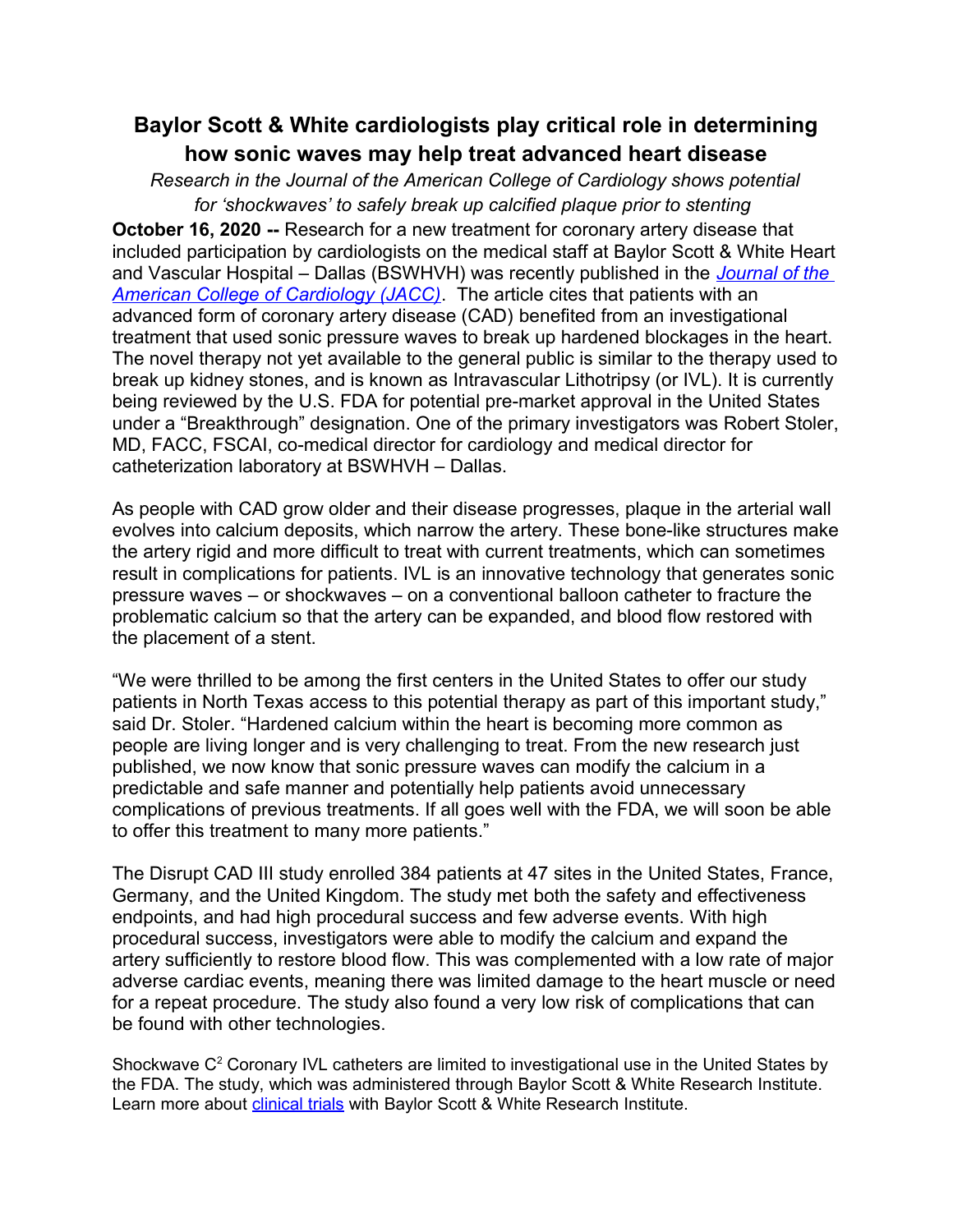# Baylor Scott & White cardiologists play critical role in determining how sonic waves may help treat advanced heart disease

*Research in the Journal of the American College of Cardiology shows potential for 'shockwaves' to safely break up calcified plaque prior to stenting*

**October 16, 2020 --** Research for a new treatment for coronary artery disease that included participation by cardiologists on the medical staff at Baylor Scott & White Heart and Vascular Hospital – Dallas (BSWHVH) was recently published in the *Journal of the American College of Cardiology (JACC)*. The article cites that patients with an advanced form of coronary artery disease (CAD) benefited from an investigational treatment that used sonic pressure waves to break up hardened blockages in the heart. The novel therapy not yet available to the general public is similar to the therapy used to break up kidney stones, and is known as Intravascular Lithotripsy (or IVL). It is currently being reviewed by the U.S. FDA for potential pre-market approval in the United States under a "Breakthrough" designation. One of the primary investigators was Robert Stoler, MD, FACC, FSCAI, co-medical director for cardiology and medical director for catheterization laboratory at BSWHVH – Dallas.

As people with CAD grow older and their disease progresses, plaque in the arterial wall evolves into calcium deposits, which narrow the artery. These bone-like structures make the artery rigid and more difficult to treat with current treatments, which can sometimes result in complications for patients. IVL is an innovative technology that generates sonic pressure waves – or shockwaves – on a conventional balloon catheter to fracture the problematic calcium so that the artery can be expanded, and blood flow restored with the placement of a stent.

"We were thrilled to be among the first centers in the United States to offer our study patients in North Texas access to this potential therapy as part of this important study," said Dr. Stoler. "Hardened calcium within the heart is becoming more common as people are living longer and is very challenging to treat. From the new research just published, we now know that sonic pressure waves can modify the calcium in a predictable and safe manner and potentially help patients avoid unnecessary complications of previous treatments. If all goes well with the FDA, we will soon be able to offer this treatment to many more patients."

The Disrupt CAD III study enrolled 384 patients at 47 sites in the United States, France, Germany, and the United Kingdom. The study met both the safety and effectiveness endpoints, and had high procedural success and few adverse events. With high procedural success, investigators were able to modify the calcium and expand the artery sufficiently to restore blood flow. This was complemented with a low rate of major adverse cardiac events, meaning there was limited damage to the heart muscle or need for a repeat procedure. The study also found a very low risk of complications that can be found with other technologies.

Shockwave $C^2$ Coronary IVL catheters are limited to investigational use in the United States by the FDA. The study, which was administered through Baylor Scott & White Research Institute. Learn more about clinical trials with Baylor Scott & White Research Institute.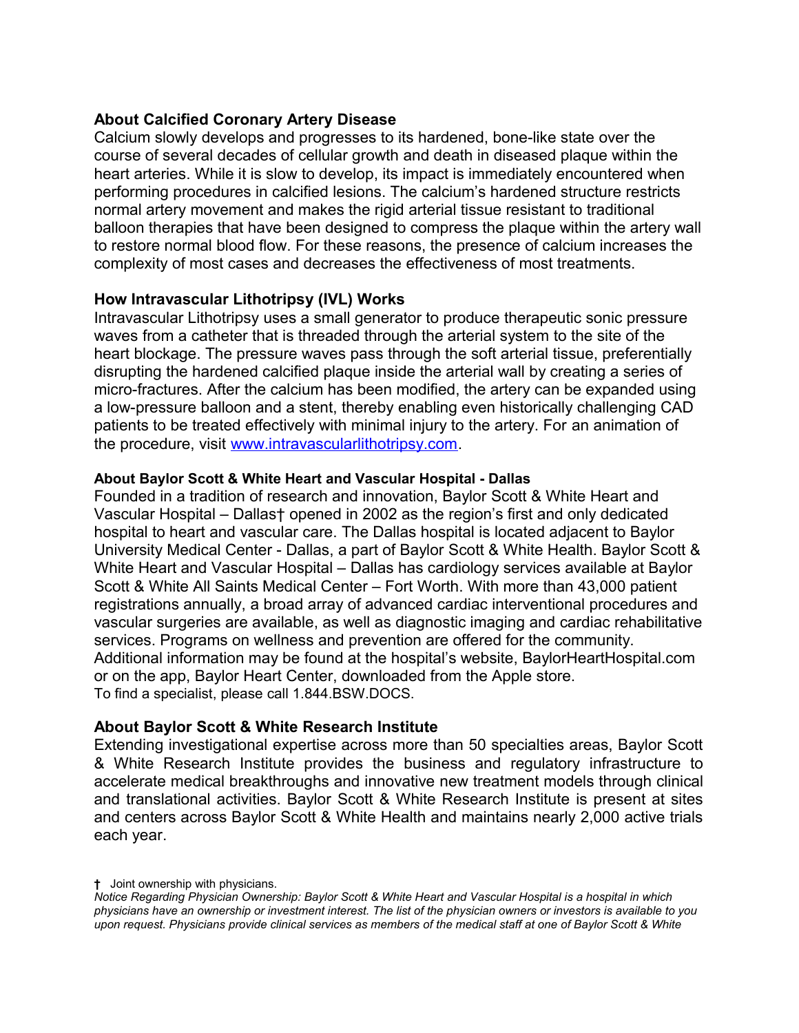## About Calcified Coronary Artery Disease

Calcium slowly develops and progresses to its hardened, bone-like state over the course of several decades of cellular growth and death in diseased plaque within the heart arteries. While it is slow to develop, its impact is immediately encountered when performing procedures in calcified lesions. The calcium's hardened structure restricts normal artery movement and makes the rigid arterial tissue resistant to traditional balloon therapies that have been designed to compress the plaque within the artery wall to restore normal blood flow. For these reasons, the presence of calcium increases the complexity of most cases and decreases the effectiveness of most treatments.

## How Intravascular Lithotripsy (IVL) Works

Intravascular Lithotripsy uses a small generator to produce therapeutic sonic pressure waves from a catheter that is threaded through the arterial system to the site of the heart blockage. The pressure waves pass through the soft arterial tissue, preferentially disrupting the hardened calcified plaque inside the arterial wall by creating a series of micro-fractures. After the calcium has been modified, the artery can be expanded using a low-pressure balloon and a stent, thereby enabling even historically challenging CAD patients to be treated effectively with minimal injury to the artery. For an animation of the procedure, visit [www.intravascularlithotripsy.com](http://www.intravascularlithotripsy.com).

### About Baylor Scott & White Heart and Vascular Hospital - Dallas

Founded in a tradition of research and innovation, Baylor Scott & White Heart and Vascular Hospital – Dallas† opened in 2002 as the region's first and only dedicated hospital to heart and vascular care. The Dallas hospital is located adjacent to Baylor University Medical Center - Dallas, a part of Baylor Scott & White Health. Baylor Scott & White Heart and Vascular Hospital – Dallas has cardiology services available at Baylor Scott & White All Saints Medical Center – Fort Worth. With more than 43,000 patient registrations annually, a broad array of advanced cardiac interventional procedures and vascular surgeries are available, as well as diagnostic imaging and cardiac rehabilitative services. Programs on wellness and prevention are offered for the community. Additional information may be found at the hospital's website, BaylorHeartHospital.com or on the app, Baylor Heart Center, downloaded from the Apple store.
To find a specialist, please call 1.844.BSW.DOCS.

## About Baylor Scott & White Research Institute

Extending investigational expertise across more than 50 specialties areas, Baylor Scott & White Research Institute provides the business and regulatory infrastructure to accelerate medical breakthroughs and innovative new treatment models through clinical and translational activities. Baylor Scott & White Research Institute is present at sites and centers across Baylor Scott & White Health and maintains nearly 2,000 active trials each year.

† Joint ownership with physicians.

*Notice Regarding Physician Ownership: Baylor Scott & White Heart and Vascular Hospital is a hospital in which physicians have an ownership or investment interest. The list of the physician owners or investors is available to you upon request. Physicians provide clinical services as members of the medical staff at one of Baylor Scott & White*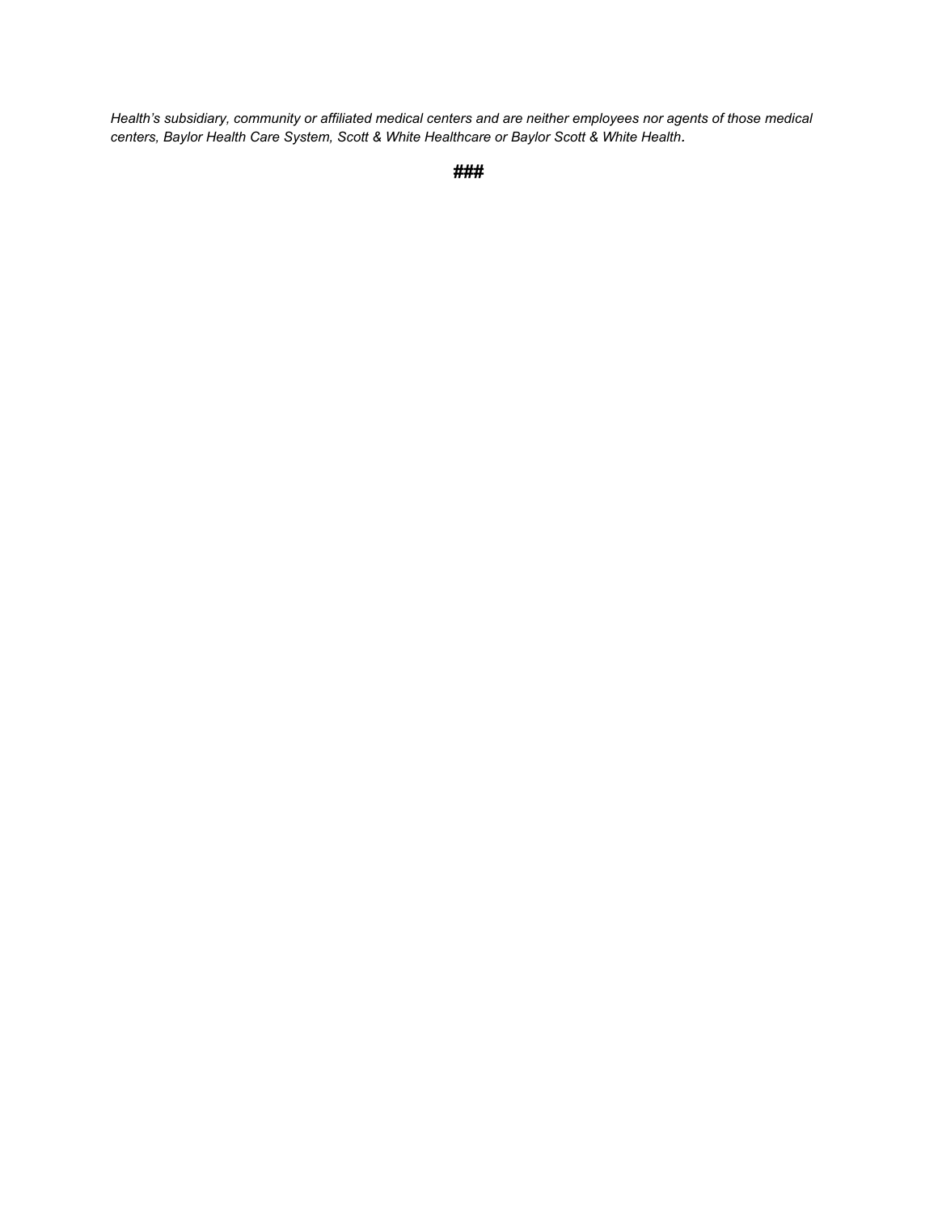*Health's subsidiary, community or affiliated medical centers and are neither employees nor agents of those medical centers, Baylor Health Care System, Scott & White Healthcare or Baylor Scott & White Health.*

**###**